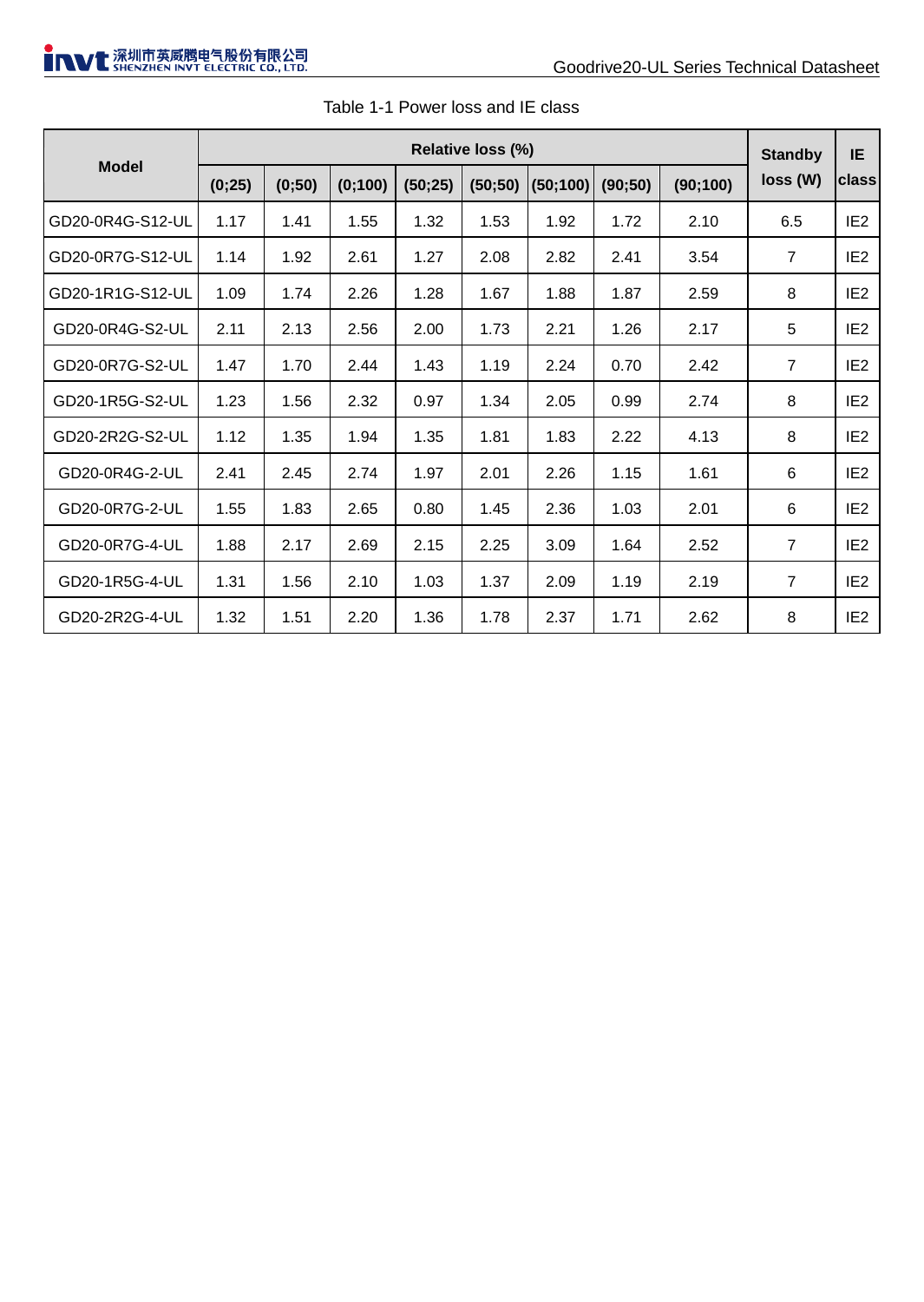Table 1-1 Power loss and IE class

| Model | Relative loss (%) | | | | | | | | Standby loss (W) | IE class |
|---|---|---|---|---|---|---|---|---|---|---|
| | (0;25) | (0;50) | (0;100) | (50;25) | (50;50) | (50;100) | (90;50) | (90;100) | | |
| GD20-0R4G-S12-UL | 1.17 | 1.41 | 1.55 | 1.32 | 1.53 | 1.92 | 1.72 | 2.10 | 6.5 | IE2 |
| GD20-0R7G-S12-UL | 1.14 | 1.92 | 2.61 | 1.27 | 2.08 | 2.82 | 2.41 | 3.54 | 7 | IE2 |
| GD20-1R1G-S12-UL | 1.09 | 1.74 | 2.26 | 1.28 | 1.67 | 1.88 | 1.87 | 2.59 | 8 | IE2 |
| GD20-0R4G-S2-UL | 2.11 | 2.13 | 2.56 | 2.00 | 1.73 | 2.21 | 1.26 | 2.17 | 5 | IE2 |
| GD20-0R7G-S2-UL | 1.47 | 1.70 | 2.44 | 1.43 | 1.19 | 2.24 | 0.70 | 2.42 | 7 | IE2 |
| GD20-1R5G-S2-UL | 1.23 | 1.56 | 2.32 | 0.97 | 1.34 | 2.05 | 0.99 | 2.74 | 8 | IE2 |
| GD20-2R2G-S2-UL | 1.12 | 1.35 | 1.94 | 1.35 | 1.81 | 1.83 | 2.22 | 4.13 | 8 | IE2 |
| GD20-0R4G-2-UL | 2.41 | 2.45 | 2.74 | 1.97 | 2.01 | 2.26 | 1.15 | 1.61 | 6 | IE2 |
| GD20-0R7G-2-UL | 1.55 | 1.83 | 2.65 | 0.80 | 1.45 | 2.36 | 1.03 | 2.01 | 6 | IE2 |
| GD20-0R7G-4-UL | 1.88 | 2.17 | 2.69 | 2.15 | 2.25 | 3.09 | 1.64 | 2.52 | 7 | IE2 |
| GD20-1R5G-4-UL | 1.31 | 1.56 | 2.10 | 1.03 | 1.37 | 2.09 | 1.19 | 2.19 | 7 | IE2 |
| GD20-2R2G-4-UL | 1.32 | 1.51 | 2.20 | 1.36 | 1.78 | 2.37 | 1.71 | 2.62 | 8 | IE2 |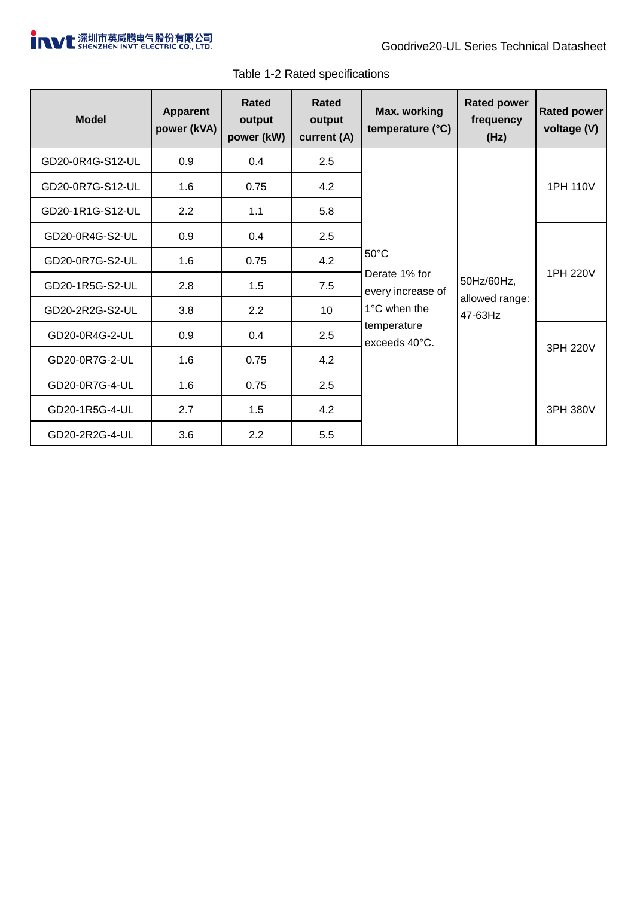Table 1-2 Rated specifications

| Model | Apparent power (kVA) | Rated output power (kW) | Rated output current (A) | Max. working temperature (°C) | Rated power frequency (Hz) | Rated power voltage (V) |
|---|---|---|---|---|---|---|
| GD20-0R4G-S12-UL | 0.9 | 0.4 | 2.5 | 50°C Derate 1% for every increase of 1°C when the temperature exceeds 40°C. | 50Hz/60Hz, allowed range: 47-63Hz | 1PH 110V |
| GD20-0R7G-S12-UL | 1.6 | 0.75 | 4.2 | | | |
| GD20-1R1G-S12-UL | 2.2 | 1.1 | 5.8 | | | |
| GD20-0R4G-S2-UL | 0.9 | 0.4 | 2.5 | | | 1PH 220V |
| GD20-0R7G-S2-UL | 1.6 | 0.75 | 4.2 | | | |
| GD20-1R5G-S2-UL | 2.8 | 1.5 | 7.5 | | | |
| GD20-2R2G-S2-UL | 3.8 | 2.2 | 10 | | | |
| GD20-0R4G-2-UL | 0.9 | 0.4 | 2.5 | | | 3PH 220V |
| GD20-0R7G-2-UL | 1.6 | 0.75 | 4.2 | | | |
| GD20-0R7G-4-UL | 1.6 | 0.75 | 2.5 | | | 3PH 380V |
| GD20-1R5G-4-UL | 2.7 | 1.5 | 4.2 | | | |
| GD20-2R2G-4-UL | 3.6 | 2.2 | 5.5 | | | |